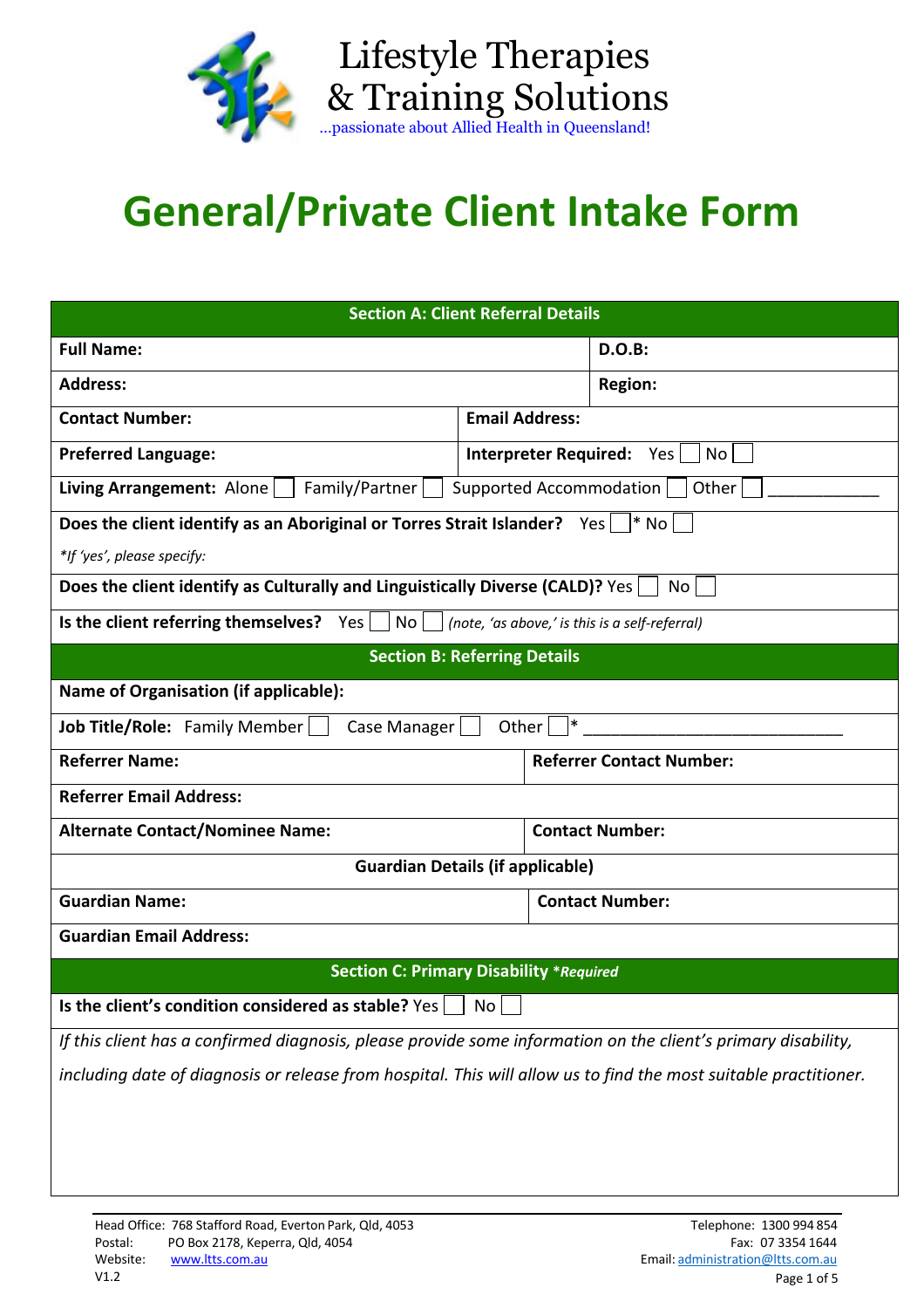Lifestyle Therapies
& Training Solutions
...passionate about Allied Health in Queensland!

# General/Private Client Intake Form

| Section A: Client Referral Details | |
|---|---|
| **Full Name:** | **D.O.B:** |
| **Address:** | **Region:** |
| **Contact Number:** | **Email Address:** |
| **Preferred Language:** | **Interpreter Required:** Yes ☐ No ☐ |
| **Living Arrangement:** Alone ☐ Family/Partner ☐ Supported Accommodation ☐ Other ☐ ____________ | |
| **Does the client identify as an Aboriginal or Torres Strait Islander?** Yes ☐* No ☐ *\*If 'yes', please specify:* | |
| **Does the client identify as Culturally and Linguistically Diverse (CALD)?** Yes ☐ No ☐ | |
| **Is the client referring themselves?** Yes ☐ No ☐ *(note, 'as above,' is this is a self-referral)* | |
| **Section B: Referring Details** | |
| **Name of Organisation (if applicable):** | |
| **Job Title/Role:** Family Member ☐ Case Manager ☐ Other ☐* ____________________________ | |
| **Referrer Name:** | **Referrer Contact Number:** |
| **Referrer Email Address:** | |
| **Alternate Contact/Nominee Name:** | **Contact Number:** |
| **Guardian Details (if applicable)** | |
| **Guardian Name:** | **Contact Number:** |
| **Guardian Email Address:** | |
| **Section C: Primary Disability** ***\*Required*** | |
| **Is the client's condition considered as stable?** Yes ☐ No ☐ | |
| *If this client has a confirmed diagnosis, please provide some information on the client's primary disability, including date of diagnosis or release from hospital. This will allow us to find the most suitable practitioner.* | |

Head Office: 768 Stafford Road, Everton Park, Qld, 4053
Postal: PO Box 2178, Keperra, Qld, 4054
Website: www.ltts.com.au
V1.2

Telephone: 1300 994 854
Fax: 07 3354 1644
Email: administration@ltts.com.au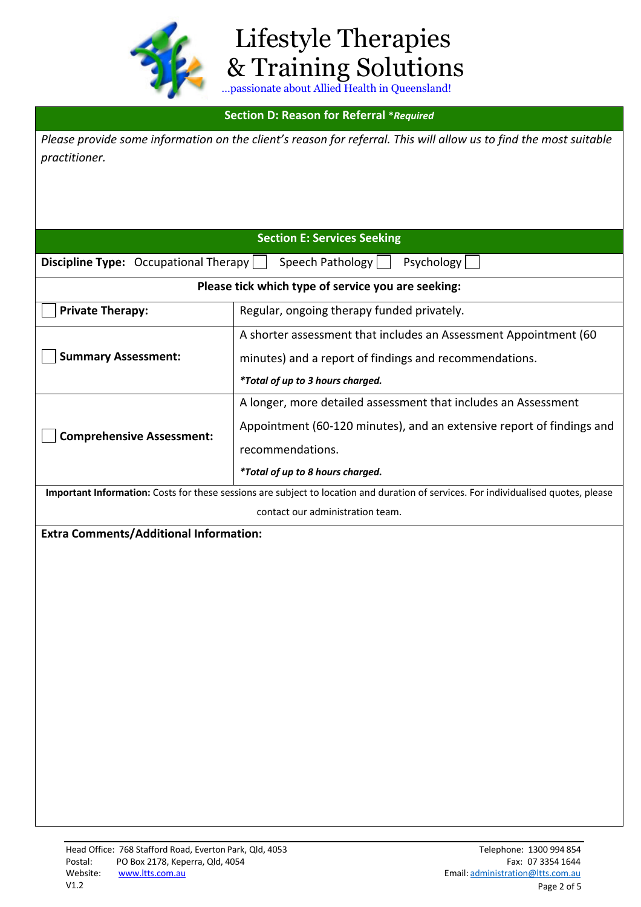## Section D: Reason for Referral *Required

*Please provide some information on the client's reason for referral. This will allow us to find the most suitable practitioner.*

## Section E: Services Seeking

**Discipline Type:** Occupational Therapy ☐ Speech Pathology ☐ Psychology ☐

**Please tick which type of service you are seeking:**

| | |
|---|---|
| ☐ **Private Therapy:** | Regular, ongoing therapy funded privately. |
| ☐ **Summary Assessment:** | A shorter assessment that includes an Assessment Appointment (60 minutes) and a report of findings and recommendations. ***Total of up to 3 hours charged.*** |
| ☐ **Comprehensive Assessment:** | A longer, more detailed assessment that includes an Assessment Appointment (60-120 minutes), and an extensive report of findings and recommendations. ***Total of up to 8 hours charged.*** |

**Important Information:** Costs for these sessions are subject to location and duration of services. For individualised quotes, please contact our administration team.

**Extra Comments/Additional Information:**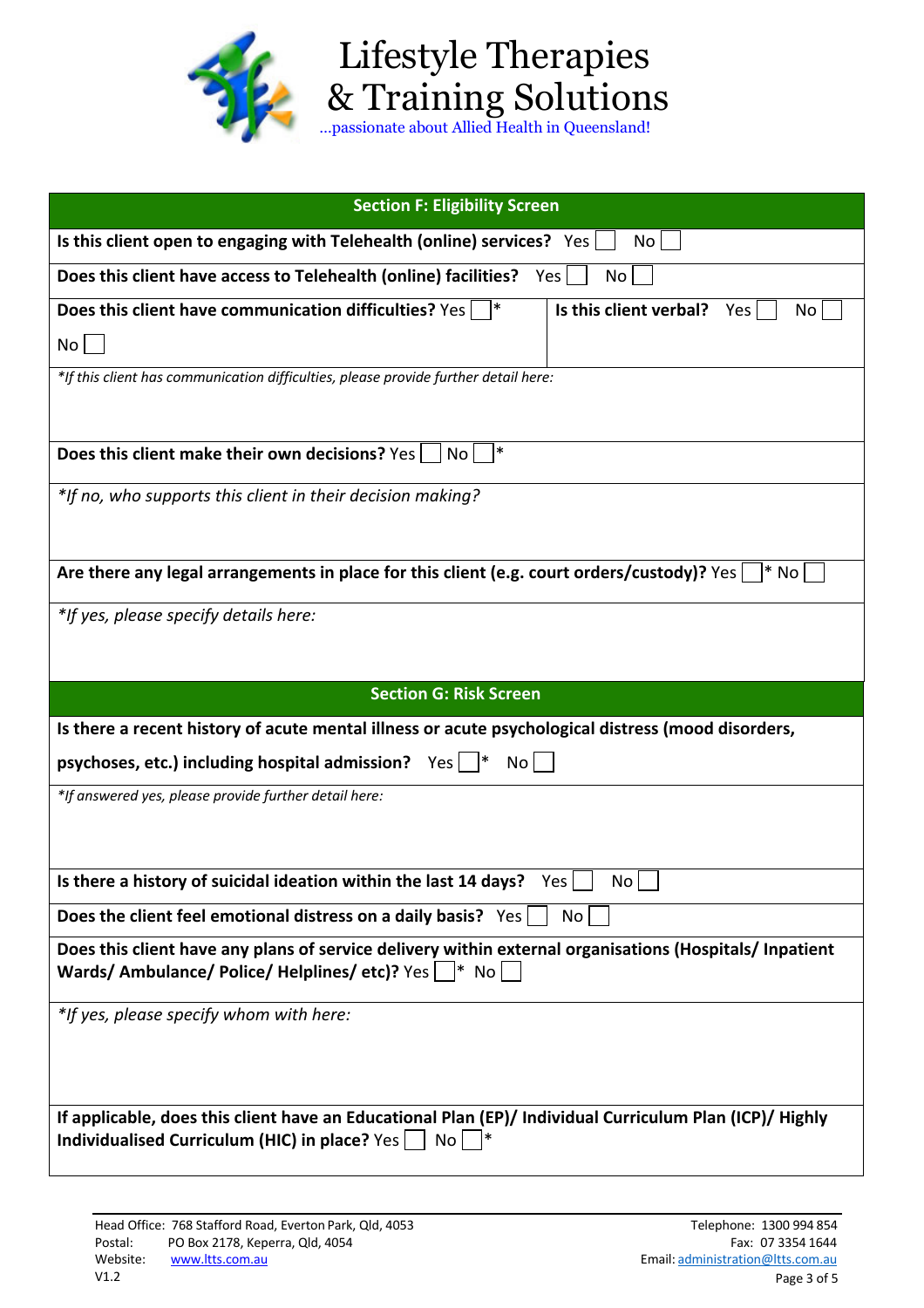# Lifestyle Therapies & Training Solutions

...passionate about Allied Health in Queensland!

## Section F: Eligibility Screen

**Is this client open to engaging with Telehealth (online) services?** Yes ☐ No ☐

**Does this client have access to Telehealth (online) facilities?** Yes ☐ No ☐

**Does this client have communication difficulties?** Yes ☐* No ☐

**Is this client verbal?** Yes ☐ No ☐

*\*If this client has communication difficulties, please provide further detail here:*

**Does this client make their own decisions?** Yes ☐ No ☐*

*\*If no, who supports this client in their decision making?*

**Are there any legal arrangements in place for this client (e.g. court orders/custody)?** Yes ☐* No ☐

*\*If yes, please specify details here:*

## Section G: Risk Screen

**Is there a recent history of acute mental illness or acute psychological distress (mood disorders, psychoses, etc.) including hospital admission?** Yes ☐* No ☐

*\*If answered yes, please provide further detail here:*

**Is there a history of suicidal ideation within the last 14 days?** Yes ☐ No ☐

**Does the client feel emotional distress on a daily basis?** Yes ☐ No ☐

**Does this client have any plans of service delivery within external organisations (Hospitals/ Inpatient Wards/ Ambulance/ Police/ Helplines/ etc)?** Yes ☐* No ☐

*\*If yes, please specify whom with here:*

**If applicable, does this client have an Educational Plan (EP)/ Individual Curriculum Plan (ICP)/ Highly Individualised Curriculum (HIC) in place?** Yes ☐ No ☐*

Head Office: 768 Stafford Road, Everton Park, Qld, 4053
Postal: PO Box 2178, Keperra, Qld, 4054
Website: www.ltts.com.au
V1.2

Telephone: 1300 994 854
Fax: 07 3354 1644
Email: administration@ltts.com.au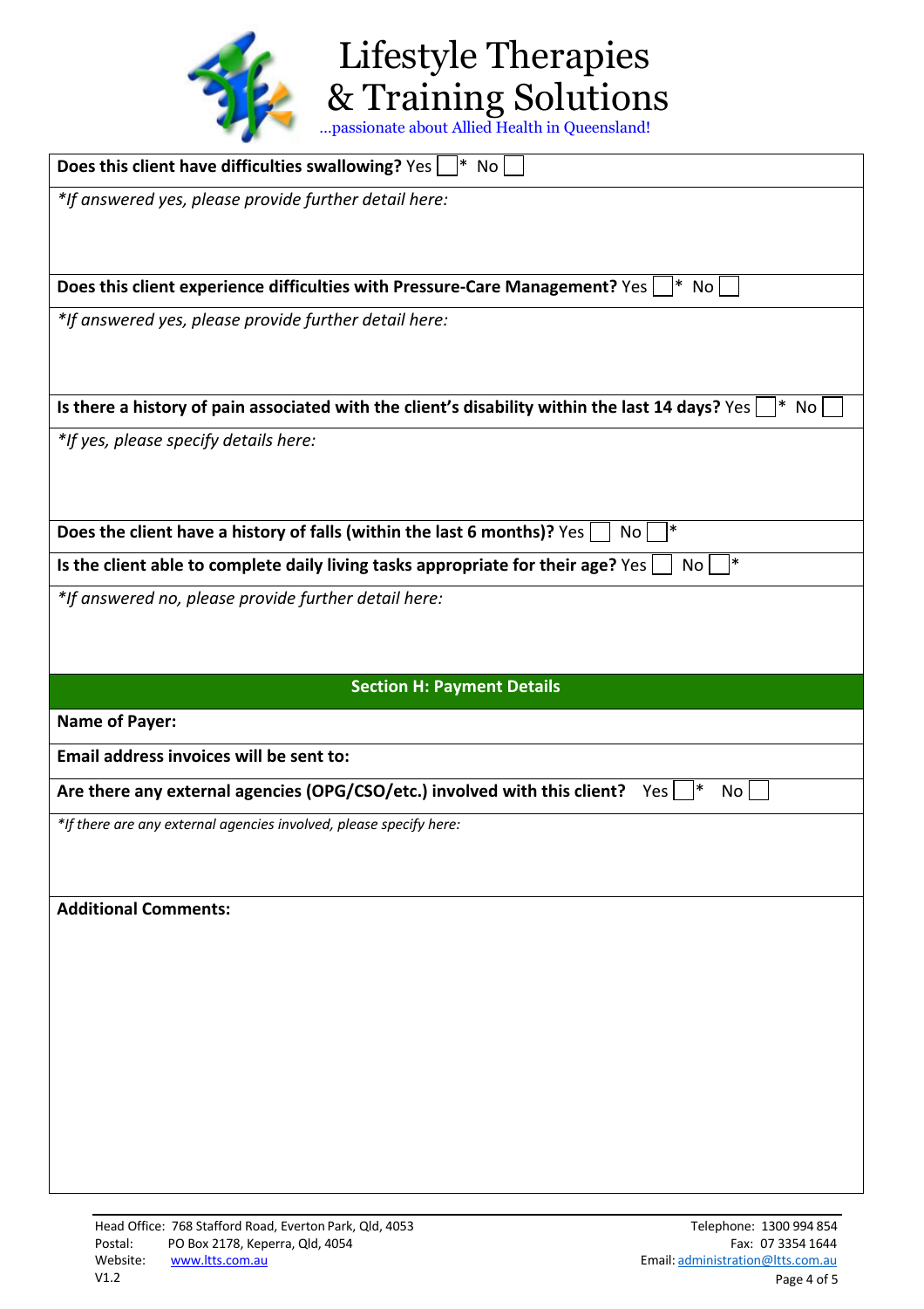**Does this client have difficulties swallowing?** Yes ☐* No ☐

*If answered yes, please provide further detail here:*

**Does this client experience difficulties with Pressure-Care Management?** Yes ☐* No ☐

*If answered yes, please provide further detail here:*

**Is there a history of pain associated with the client's disability within the last 14 days?** Yes ☐* No ☐

*If yes, please specify details here:*

**Does the client have a history of falls (within the last 6 months)?** Yes ☐ No ☐*

**Is the client able to complete daily living tasks appropriate for their age?** Yes ☐ No ☐*

*If answered no, please provide further detail here:*

## Section H: Payment Details

**Name of Payer:**

**Email address invoices will be sent to:**

**Are there any external agencies (OPG/CSO/etc.) involved with this client?** Yes ☐* No ☐

*If there are any external agencies involved, please specify here:*

**Additional Comments:**